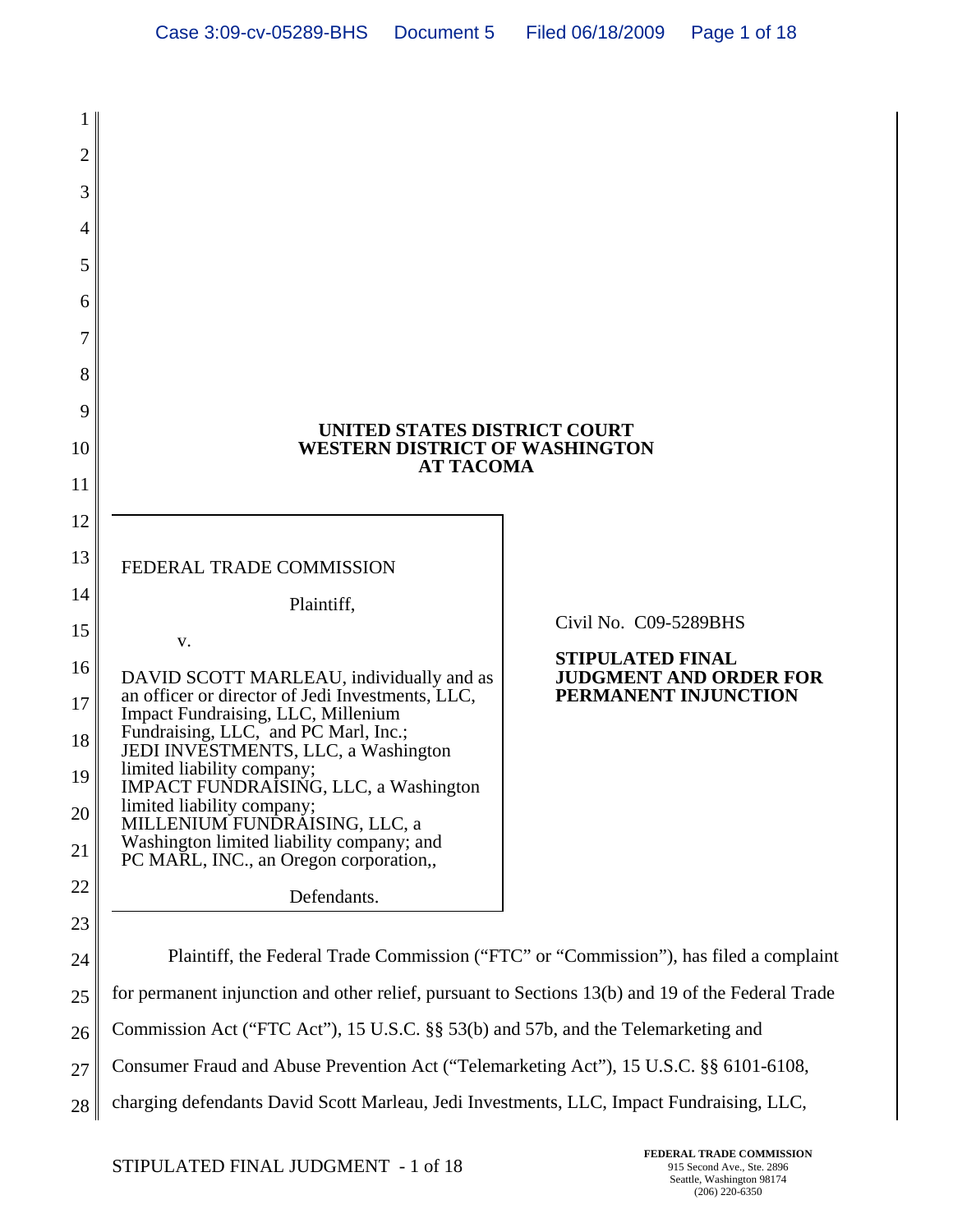**UNITED STATES DISTRICT COURT**
**WESTERN DISTRICT OF WASHINGTON**
**AT TACOMA**

FEDERAL TRADE COMMISSION

Plaintiff,

v.

DAVID SCOTT MARLEAU, individually and as an officer or director of Jedi Investments, LLC, Impact Fundraising, LLC, Millenium Fundraising, LLC, and PC Marl, Inc.;
JEDI INVESTMENTS, LLC, a Washington limited liability company;
IMPACT FUNDRAISING, LLC, a Washington limited liability company;
MILLENIUM FUNDRAISING, LLC, a Washington limited liability company; and
PC MARL, INC., an Oregon corporation,,

Defendants.

Civil No. C09-5289BHS

**STIPULATED FINAL JUDGMENT AND ORDER FOR PERMANENT INJUNCTION**

Plaintiff, the Federal Trade Commission ("FTC" or "Commission"), has filed a complaint for permanent injunction and other relief, pursuant to Sections 13(b) and 19 of the Federal Trade Commission Act ("FTC Act"), 15 U.S.C. §§ 53(b) and 57b, and the Telemarketing and Consumer Fraud and Abuse Prevention Act ("Telemarketing Act"), 15 U.S.C. §§ 6101-6108, charging defendants David Scott Marleau, Jedi Investments, LLC, Impact Fundraising, LLC,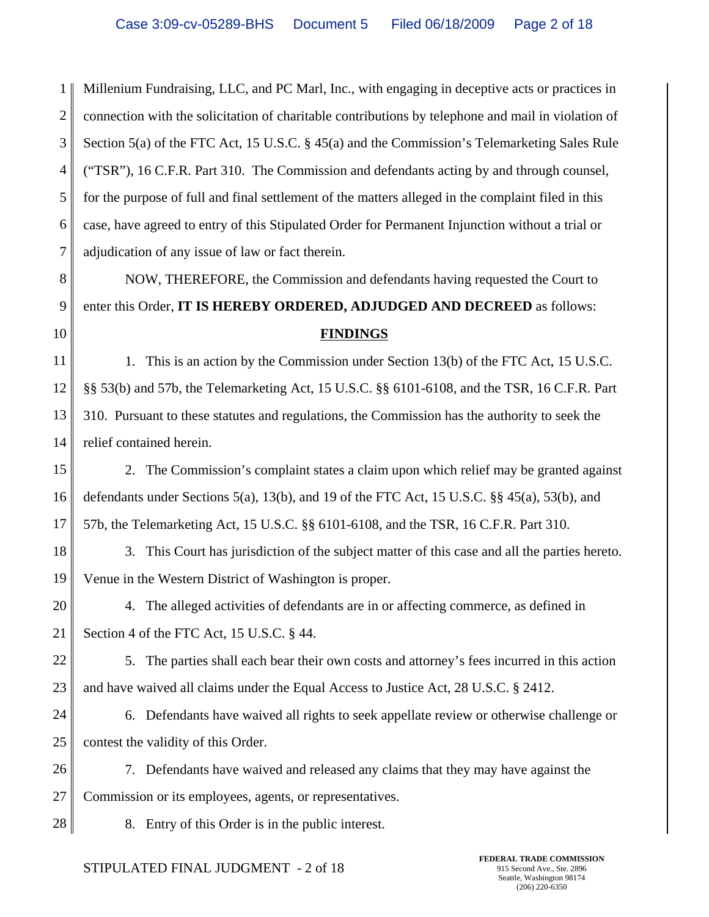Millenium Fundraising, LLC, and PC Marl, Inc., with engaging in deceptive acts or practices in connection with the solicitation of charitable contributions by telephone and mail in violation of Section 5(a) of the FTC Act, 15 U.S.C. § 45(a) and the Commission's Telemarketing Sales Rule ("TSR"), 16 C.F.R. Part 310. The Commission and defendants acting by and through counsel, for the purpose of full and final settlement of the matters alleged in the complaint filed in this case, have agreed to entry of this Stipulated Order for Permanent Injunction without a trial or adjudication of any issue of law or fact therein.

NOW, THEREFORE, the Commission and defendants having requested the Court to enter this Order, **IT IS HEREBY ORDERED, ADJUDGED AND DECREED** as follows:

## FINDINGS

1. This is an action by the Commission under Section 13(b) of the FTC Act, 15 U.S.C. §§ 53(b) and 57b, the Telemarketing Act, 15 U.S.C. §§ 6101-6108, and the TSR, 16 C.F.R. Part 310. Pursuant to these statutes and regulations, the Commission has the authority to seek the relief contained herein.

2. The Commission's complaint states a claim upon which relief may be granted against defendants under Sections 5(a), 13(b), and 19 of the FTC Act, 15 U.S.C. §§ 45(a), 53(b), and 57b, the Telemarketing Act, 15 U.S.C. §§ 6101-6108, and the TSR, 16 C.F.R. Part 310.

3. This Court has jurisdiction of the subject matter of this case and all the parties hereto. Venue in the Western District of Washington is proper.

4. The alleged activities of defendants are in or affecting commerce, as defined in Section 4 of the FTC Act, 15 U.S.C. § 44.

5. The parties shall each bear their own costs and attorney's fees incurred in this action and have waived all claims under the Equal Access to Justice Act, 28 U.S.C. § 2412.

6. Defendants have waived all rights to seek appellate review or otherwise challenge or contest the validity of this Order.

7. Defendants have waived and released any claims that they may have against the Commission or its employees, agents, or representatives.

8. Entry of this Order is in the public interest.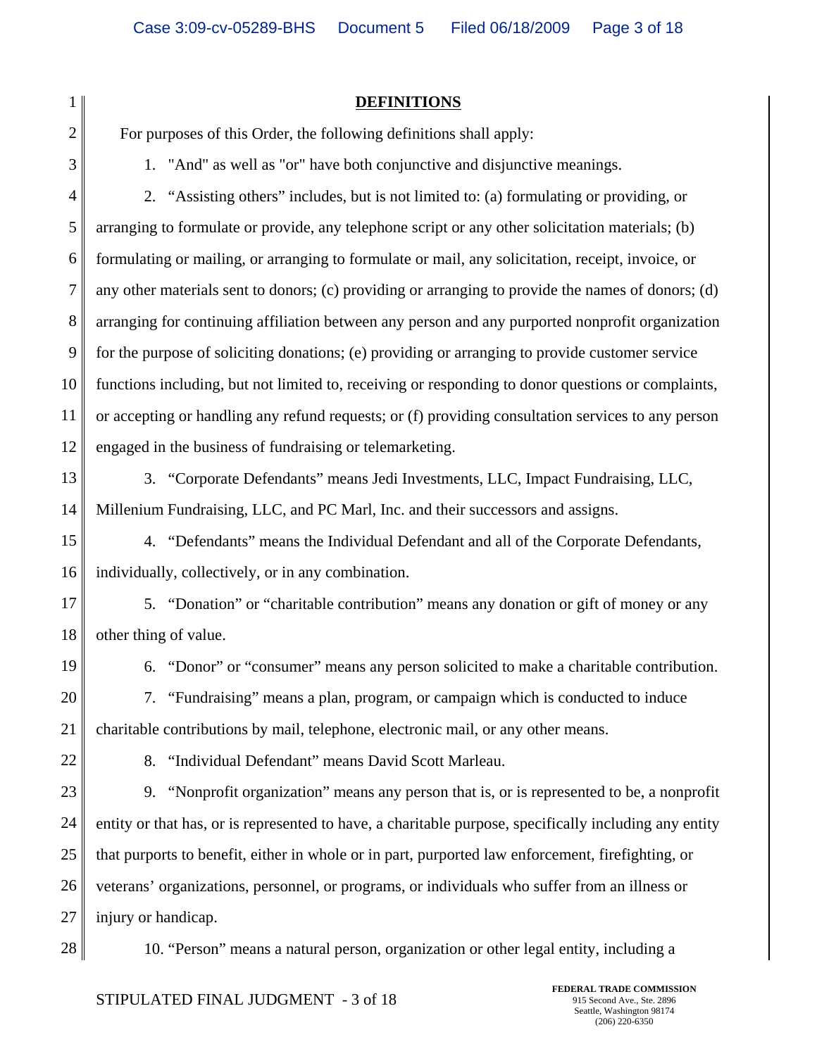## DEFINITIONS

For purposes of this Order, the following definitions shall apply:

1. "And" as well as "or" have both conjunctive and disjunctive meanings.

2. "Assisting others" includes, but is not limited to: (a) formulating or providing, or arranging to formulate or provide, any telephone script or any other solicitation materials; (b) formulating or mailing, or arranging to formulate or mail, any solicitation, receipt, invoice, or any other materials sent to donors; (c) providing or arranging to provide the names of donors; (d) arranging for continuing affiliation between any person and any purported nonprofit organization for the purpose of soliciting donations; (e) providing or arranging to provide customer service functions including, but not limited to, receiving or responding to donor questions or complaints, or accepting or handling any refund requests; or (f) providing consultation services to any person engaged in the business of fundraising or telemarketing.

3. "Corporate Defendants" means Jedi Investments, LLC, Impact Fundraising, LLC, Millenium Fundraising, LLC, and PC Marl, Inc. and their successors and assigns.

4. "Defendants" means the Individual Defendant and all of the Corporate Defendants, individually, collectively, or in any combination.

5. "Donation" or "charitable contribution" means any donation or gift of money or any other thing of value.

6. "Donor" or "consumer" means any person solicited to make a charitable contribution.

7. "Fundraising" means a plan, program, or campaign which is conducted to induce charitable contributions by mail, telephone, electronic mail, or any other means.

8. "Individual Defendant" means David Scott Marleau.

9. "Nonprofit organization" means any person that is, or is represented to be, a nonprofit entity or that has, or is represented to have, a charitable purpose, specifically including any entity that purports to benefit, either in whole or in part, purported law enforcement, firefighting, or veterans' organizations, personnel, or programs, or individuals who suffer from an illness or injury or handicap.

10. "Person" means a natural person, organization or other legal entity, including a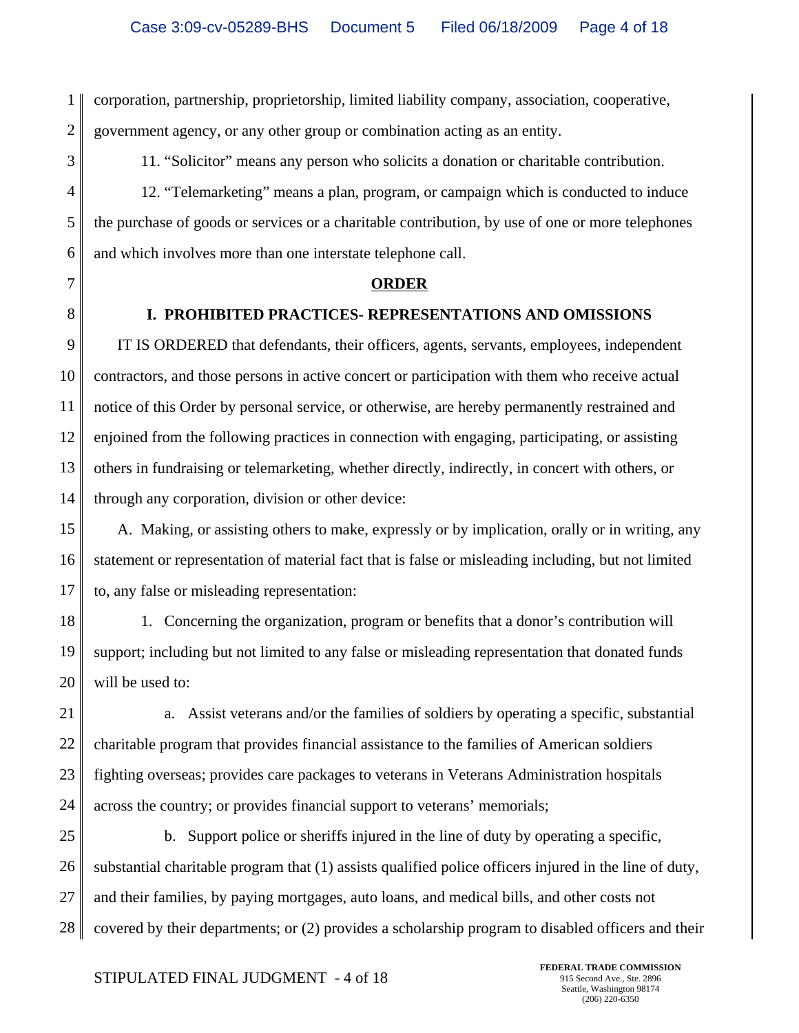corporation, partnership, proprietorship, limited liability company, association, cooperative, government agency, or any other group or combination acting as an entity.

11. "Solicitor" means any person who solicits a donation or charitable contribution.

12. "Telemarketing" means a plan, program, or campaign which is conducted to induce the purchase of goods or services or a charitable contribution, by use of one or more telephones and which involves more than one interstate telephone call.

## ORDER

### I. PROHIBITED PRACTICES- REPRESENTATIONS AND OMISSIONS

IT IS ORDERED that defendants, their officers, agents, servants, employees, independent contractors, and those persons in active concert or participation with them who receive actual notice of this Order by personal service, or otherwise, are hereby permanently restrained and enjoined from the following practices in connection with engaging, participating, or assisting others in fundraising or telemarketing, whether directly, indirectly, in concert with others, or through any corporation, division or other device:

A. Making, or assisting others to make, expressly or by implication, orally or in writing, any statement or representation of material fact that is false or misleading including, but not limited to, any false or misleading representation:

1. Concerning the organization, program or benefits that a donor's contribution will support; including but not limited to any false or misleading representation that donated funds will be used to:

a. Assist veterans and/or the families of soldiers by operating a specific, substantial charitable program that provides financial assistance to the families of American soldiers fighting overseas; provides care packages to veterans in Veterans Administration hospitals across the country; or provides financial support to veterans' memorials;

b. Support police or sheriffs injured in the line of duty by operating a specific, substantial charitable program that (1) assists qualified police officers injured in the line of duty, and their families, by paying mortgages, auto loans, and medical bills, and other costs not covered by their departments; or (2) provides a scholarship program to disabled officers and their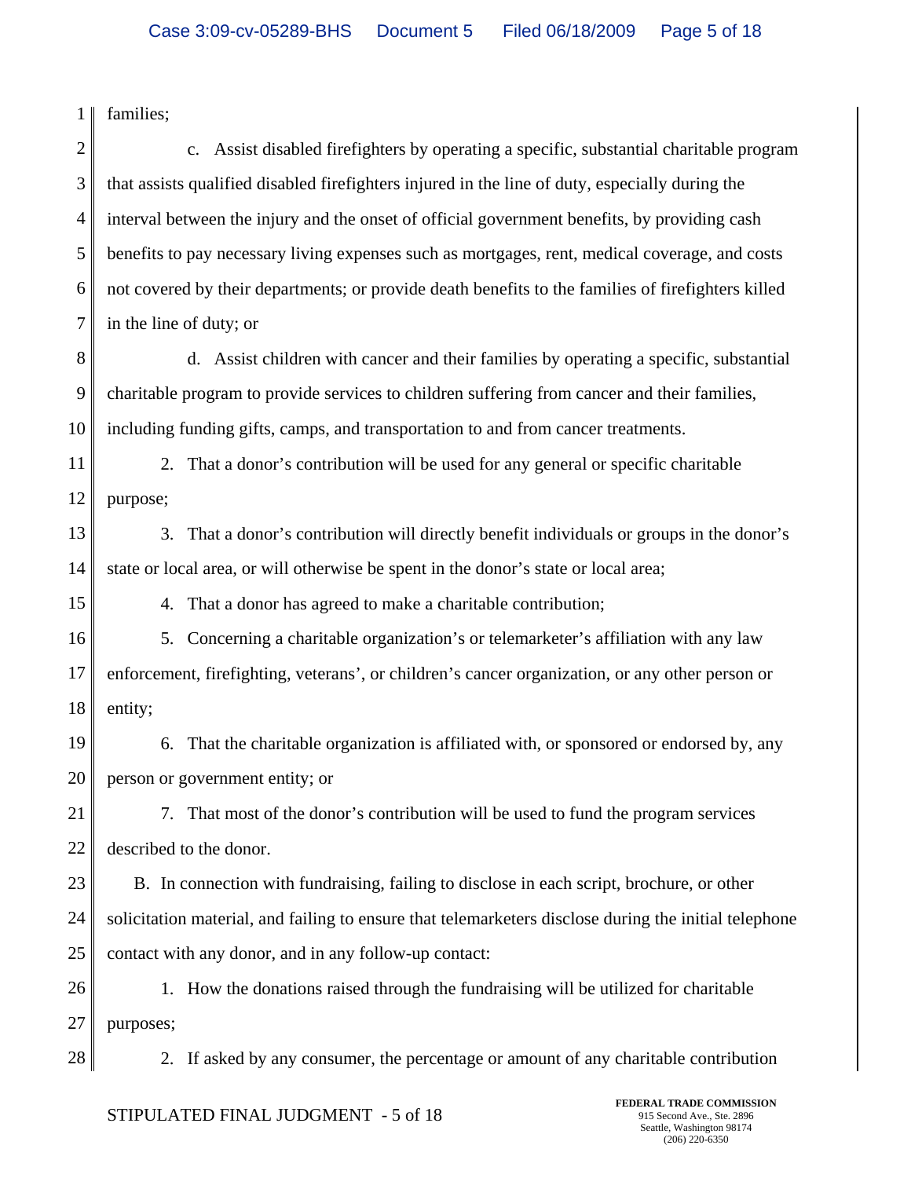families;

c. Assist disabled firefighters by operating a specific, substantial charitable program that assists qualified disabled firefighters injured in the line of duty, especially during the interval between the injury and the onset of official government benefits, by providing cash benefits to pay necessary living expenses such as mortgages, rent, medical coverage, and costs not covered by their departments; or provide death benefits to the families of firefighters killed in the line of duty; or

d. Assist children with cancer and their families by operating a specific, substantial charitable program to provide services to children suffering from cancer and their families, including funding gifts, camps, and transportation to and from cancer treatments.

2. That a donor's contribution will be used for any general or specific charitable purpose;

3. That a donor's contribution will directly benefit individuals or groups in the donor's state or local area, or will otherwise be spent in the donor's state or local area;

4. That a donor has agreed to make a charitable contribution;

5. Concerning a charitable organization's or telemarketer's affiliation with any law enforcement, firefighting, veterans', or children's cancer organization, or any other person or entity;

6. That the charitable organization is affiliated with, or sponsored or endorsed by, any person or government entity; or

7. That most of the donor's contribution will be used to fund the program services described to the donor.

B. In connection with fundraising, failing to disclose in each script, brochure, or other solicitation material, and failing to ensure that telemarketers disclose during the initial telephone contact with any donor, and in any follow-up contact:

1. How the donations raised through the fundraising will be utilized for charitable purposes;

2. If asked by any consumer, the percentage or amount of any charitable contribution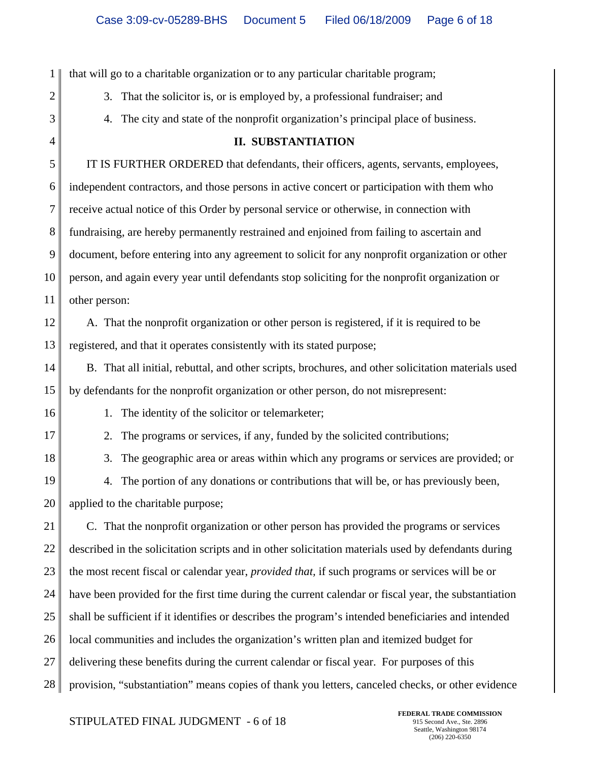that will go to a charitable organization or to any particular charitable program;

3. That the solicitor is, or is employed by, a professional fundraiser; and

4. The city and state of the nonprofit organization's principal place of business.

## II. SUBSTANTIATION

IT IS FURTHER ORDERED that defendants, their officers, agents, servants, employees, independent contractors, and those persons in active concert or participation with them who receive actual notice of this Order by personal service or otherwise, in connection with fundraising, are hereby permanently restrained and enjoined from failing to ascertain and document, before entering into any agreement to solicit for any nonprofit organization or other person, and again every year until defendants stop soliciting for the nonprofit organization or other person:

A. That the nonprofit organization or other person is registered, if it is required to be registered, and that it operates consistently with its stated purpose;

B. That all initial, rebuttal, and other scripts, brochures, and other solicitation materials used by defendants for the nonprofit organization or other person, do not misrepresent:

1. The identity of the solicitor or telemarketer;

2. The programs or services, if any, funded by the solicited contributions;

3. The geographic area or areas within which any programs or services are provided; or

4. The portion of any donations or contributions that will be, or has previously been, applied to the charitable purpose;

C. That the nonprofit organization or other person has provided the programs or services described in the solicitation scripts and in other solicitation materials used by defendants during the most recent fiscal or calendar year, *provided that*, if such programs or services will be or have been provided for the first time during the current calendar or fiscal year, the substantiation shall be sufficient if it identifies or describes the program's intended beneficiaries and intended local communities and includes the organization's written plan and itemized budget for delivering these benefits during the current calendar or fiscal year. For purposes of this provision, "substantiation" means copies of thank you letters, canceled checks, or other evidence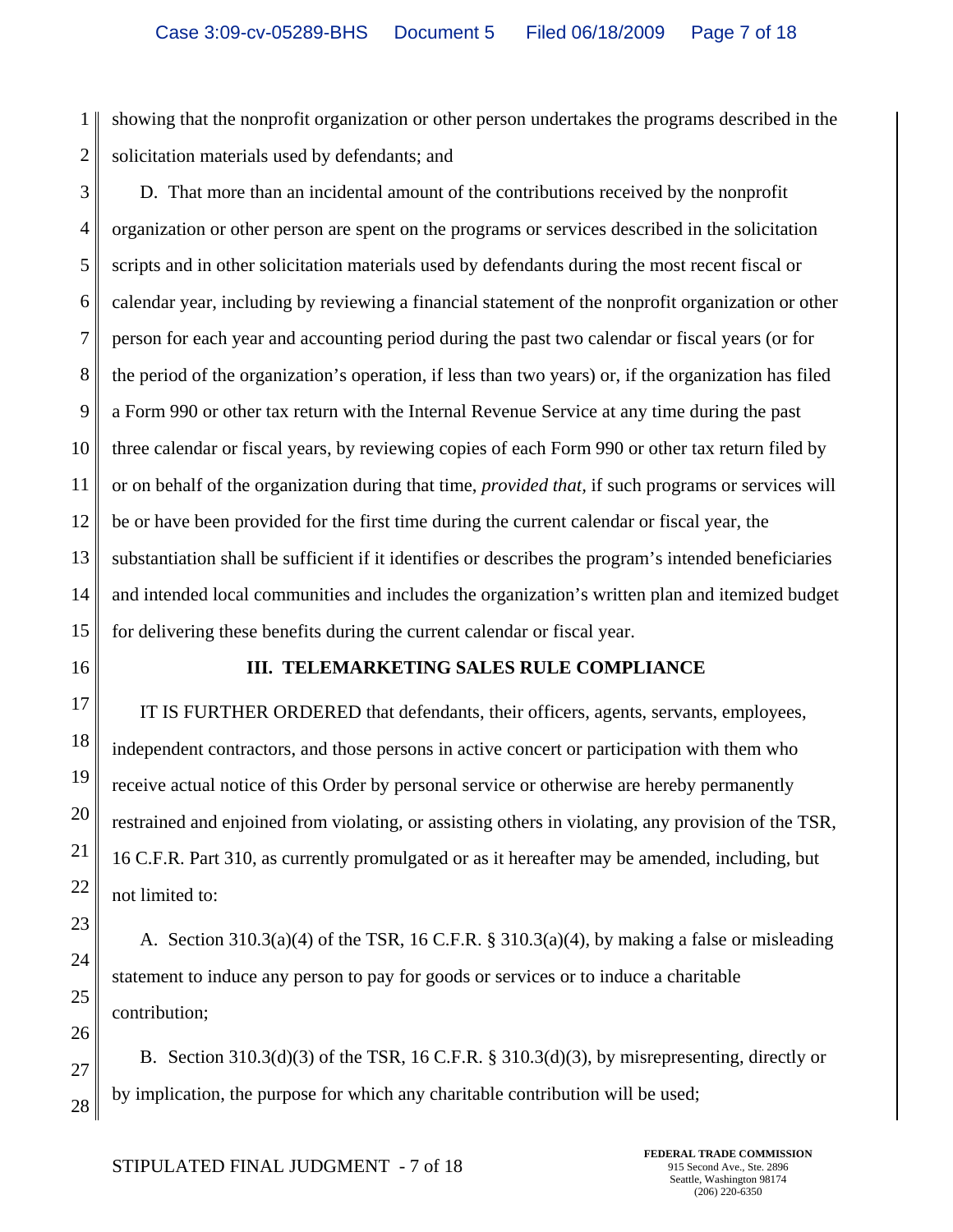showing that the nonprofit organization or other person undertakes the programs described in the solicitation materials used by defendants; and

D. That more than an incidental amount of the contributions received by the nonprofit organization or other person are spent on the programs or services described in the solicitation scripts and in other solicitation materials used by defendants during the most recent fiscal or calendar year, including by reviewing a financial statement of the nonprofit organization or other person for each year and accounting period during the past two calendar or fiscal years (or for the period of the organization's operation, if less than two years) or, if the organization has filed a Form 990 or other tax return with the Internal Revenue Service at any time during the past three calendar or fiscal years, by reviewing copies of each Form 990 or other tax return filed by or on behalf of the organization during that time, *provided that,* if such programs or services will be or have been provided for the first time during the current calendar or fiscal year, the substantiation shall be sufficient if it identifies or describes the program's intended beneficiaries and intended local communities and includes the organization's written plan and itemized budget for delivering these benefits during the current calendar or fiscal year.

## III. TELEMARKETING SALES RULE COMPLIANCE

IT IS FURTHER ORDERED that defendants, their officers, agents, servants, employees, independent contractors, and those persons in active concert or participation with them who receive actual notice of this Order by personal service or otherwise are hereby permanently restrained and enjoined from violating, or assisting others in violating, any provision of the TSR, 16 C.F.R. Part 310, as currently promulgated or as it hereafter may be amended, including, but not limited to:

A. Section 310.3(a)(4) of the TSR, 16 C.F.R. § 310.3(a)(4), by making a false or misleading statement to induce any person to pay for goods or services or to induce a charitable contribution;

B. Section 310.3(d)(3) of the TSR, 16 C.F.R. § 310.3(d)(3), by misrepresenting, directly or by implication, the purpose for which any charitable contribution will be used;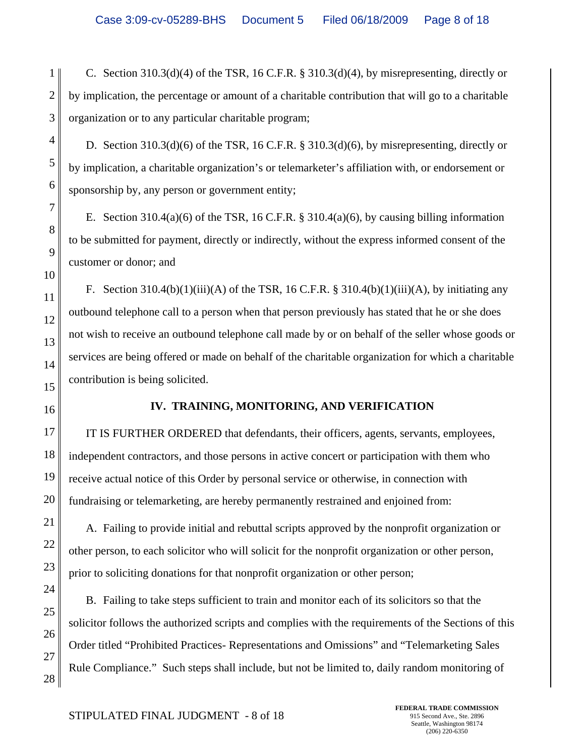C. Section 310.3(d)(4) of the TSR, 16 C.F.R. § 310.3(d)(4), by misrepresenting, directly or by implication, the percentage or amount of a charitable contribution that will go to a charitable organization or to any particular charitable program;

D. Section 310.3(d)(6) of the TSR, 16 C.F.R. § 310.3(d)(6), by misrepresenting, directly or by implication, a charitable organization's or telemarketer's affiliation with, or endorsement or sponsorship by, any person or government entity;

E. Section 310.4(a)(6) of the TSR, 16 C.F.R. § 310.4(a)(6), by causing billing information to be submitted for payment, directly or indirectly, without the express informed consent of the customer or donor; and

F. Section 310.4(b)(1)(iii)(A) of the TSR, 16 C.F.R. § 310.4(b)(1)(iii)(A), by initiating any outbound telephone call to a person when that person previously has stated that he or she does not wish to receive an outbound telephone call made by or on behalf of the seller whose goods or services are being offered or made on behalf of the charitable organization for which a charitable contribution is being solicited.

## IV. TRAINING, MONITORING, AND VERIFICATION

IT IS FURTHER ORDERED that defendants, their officers, agents, servants, employees, independent contractors, and those persons in active concert or participation with them who receive actual notice of this Order by personal service or otherwise, in connection with fundraising or telemarketing, are hereby permanently restrained and enjoined from:

A. Failing to provide initial and rebuttal scripts approved by the nonprofit organization or other person, to each solicitor who will solicit for the nonprofit organization or other person, prior to soliciting donations for that nonprofit organization or other person;

B. Failing to take steps sufficient to train and monitor each of its solicitors so that the solicitor follows the authorized scripts and complies with the requirements of the Sections of this Order titled "Prohibited Practices- Representations and Omissions" and "Telemarketing Sales Rule Compliance." Such steps shall include, but not be limited to, daily random monitoring of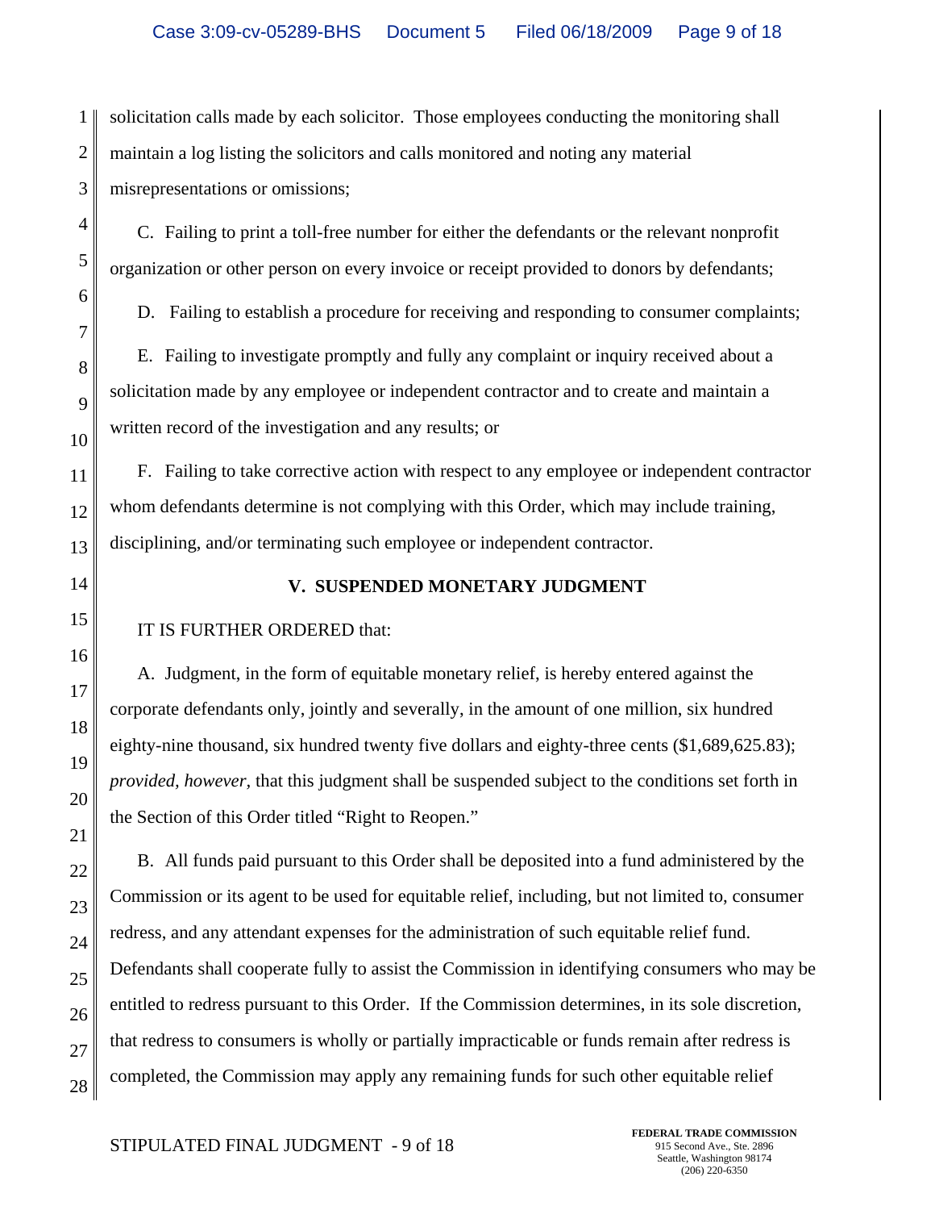solicitation calls made by each solicitor. Those employees conducting the monitoring shall maintain a log listing the solicitors and calls monitored and noting any material misrepresentations or omissions;

C. Failing to print a toll-free number for either the defendants or the relevant nonprofit organization or other person on every invoice or receipt provided to donors by defendants;

D. Failing to establish a procedure for receiving and responding to consumer complaints;

E. Failing to investigate promptly and fully any complaint or inquiry received about a solicitation made by any employee or independent contractor and to create and maintain a written record of the investigation and any results; or

F. Failing to take corrective action with respect to any employee or independent contractor whom defendants determine is not complying with this Order, which may include training, disciplining, and/or terminating such employee or independent contractor.

## V. SUSPENDED MONETARY JUDGMENT

IT IS FURTHER ORDERED that:

A. Judgment, in the form of equitable monetary relief, is hereby entered against the corporate defendants only, jointly and severally, in the amount of one million, six hundred eighty-nine thousand, six hundred twenty five dollars and eighty-three cents ($1,689,625.83); *provided, however,* that this judgment shall be suspended subject to the conditions set forth in the Section of this Order titled "Right to Reopen."

B. All funds paid pursuant to this Order shall be deposited into a fund administered by the Commission or its agent to be used for equitable relief, including, but not limited to, consumer redress, and any attendant expenses for the administration of such equitable relief fund. Defendants shall cooperate fully to assist the Commission in identifying consumers who may be entitled to redress pursuant to this Order. If the Commission determines, in its sole discretion, that redress to consumers is wholly or partially impracticable or funds remain after redress is completed, the Commission may apply any remaining funds for such other equitable relief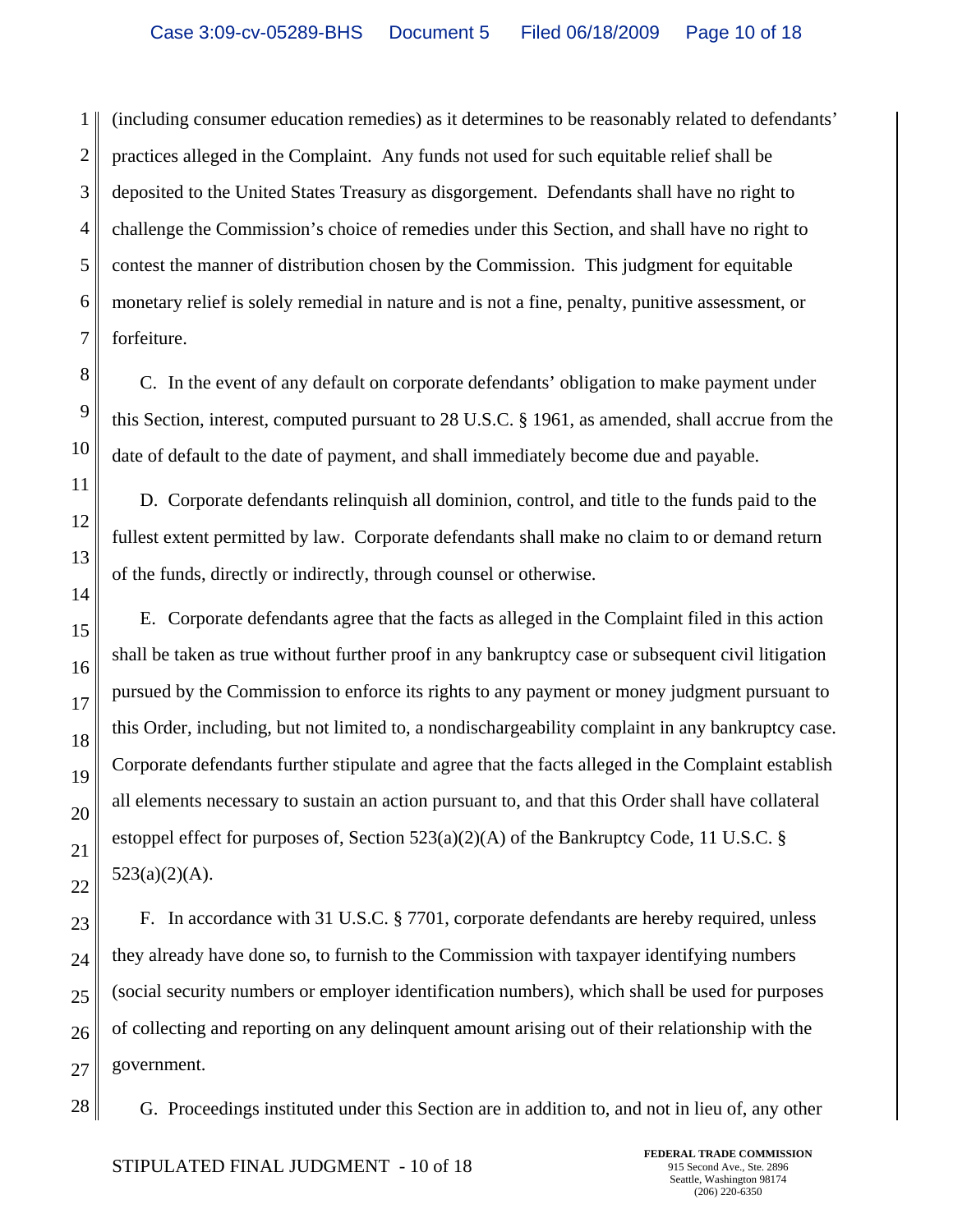(including consumer education remedies) as it determines to be reasonably related to defendants' practices alleged in the Complaint. Any funds not used for such equitable relief shall be deposited to the United States Treasury as disgorgement. Defendants shall have no right to challenge the Commission's choice of remedies under this Section, and shall have no right to contest the manner of distribution chosen by the Commission. This judgment for equitable monetary relief is solely remedial in nature and is not a fine, penalty, punitive assessment, or forfeiture.

C. In the event of any default on corporate defendants' obligation to make payment under this Section, interest, computed pursuant to 28 U.S.C. § 1961, as amended, shall accrue from the date of default to the date of payment, and shall immediately become due and payable.

D. Corporate defendants relinquish all dominion, control, and title to the funds paid to the fullest extent permitted by law. Corporate defendants shall make no claim to or demand return of the funds, directly or indirectly, through counsel or otherwise.

E. Corporate defendants agree that the facts as alleged in the Complaint filed in this action shall be taken as true without further proof in any bankruptcy case or subsequent civil litigation pursued by the Commission to enforce its rights to any payment or money judgment pursuant to this Order, including, but not limited to, a nondischargeability complaint in any bankruptcy case. Corporate defendants further stipulate and agree that the facts alleged in the Complaint establish all elements necessary to sustain an action pursuant to, and that this Order shall have collateral estoppel effect for purposes of, Section 523(a)(2)(A) of the Bankruptcy Code, 11 U.S.C. § 523(a)(2)(A).

F. In accordance with 31 U.S.C. § 7701, corporate defendants are hereby required, unless they already have done so, to furnish to the Commission with taxpayer identifying numbers (social security numbers or employer identification numbers), which shall be used for purposes of collecting and reporting on any delinquent amount arising out of their relationship with the government.

G. Proceedings instituted under this Section are in addition to, and not in lieu of, any other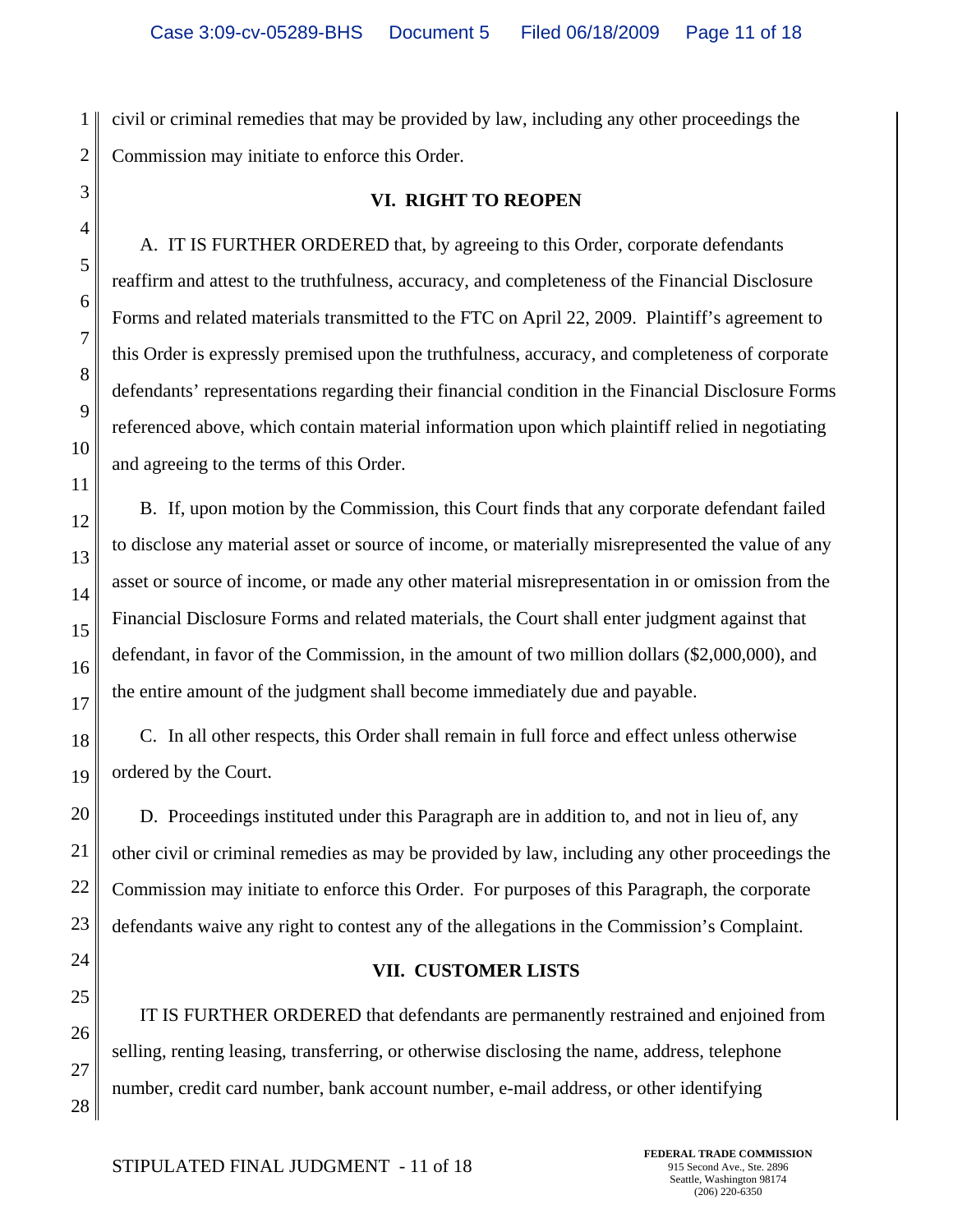civil or criminal remedies that may be provided by law, including any other proceedings the Commission may initiate to enforce this Order.

## VI. RIGHT TO REOPEN

A. IT IS FURTHER ORDERED that, by agreeing to this Order, corporate defendants reaffirm and attest to the truthfulness, accuracy, and completeness of the Financial Disclosure Forms and related materials transmitted to the FTC on April 22, 2009. Plaintiff's agreement to this Order is expressly premised upon the truthfulness, accuracy, and completeness of corporate defendants' representations regarding their financial condition in the Financial Disclosure Forms referenced above, which contain material information upon which plaintiff relied in negotiating and agreeing to the terms of this Order.

B. If, upon motion by the Commission, this Court finds that any corporate defendant failed to disclose any material asset or source of income, or materially misrepresented the value of any asset or source of income, or made any other material misrepresentation in or omission from the Financial Disclosure Forms and related materials, the Court shall enter judgment against that defendant, in favor of the Commission, in the amount of two million dollars ($2,000,000), and the entire amount of the judgment shall become immediately due and payable.

C. In all other respects, this Order shall remain in full force and effect unless otherwise ordered by the Court.

D. Proceedings instituted under this Paragraph are in addition to, and not in lieu of, any other civil or criminal remedies as may be provided by law, including any other proceedings the Commission may initiate to enforce this Order. For purposes of this Paragraph, the corporate defendants waive any right to contest any of the allegations in the Commission's Complaint.

## VII. CUSTOMER LISTS

IT IS FURTHER ORDERED that defendants are permanently restrained and enjoined from selling, renting leasing, transferring, or otherwise disclosing the name, address, telephone number, credit card number, bank account number, e-mail address, or other identifying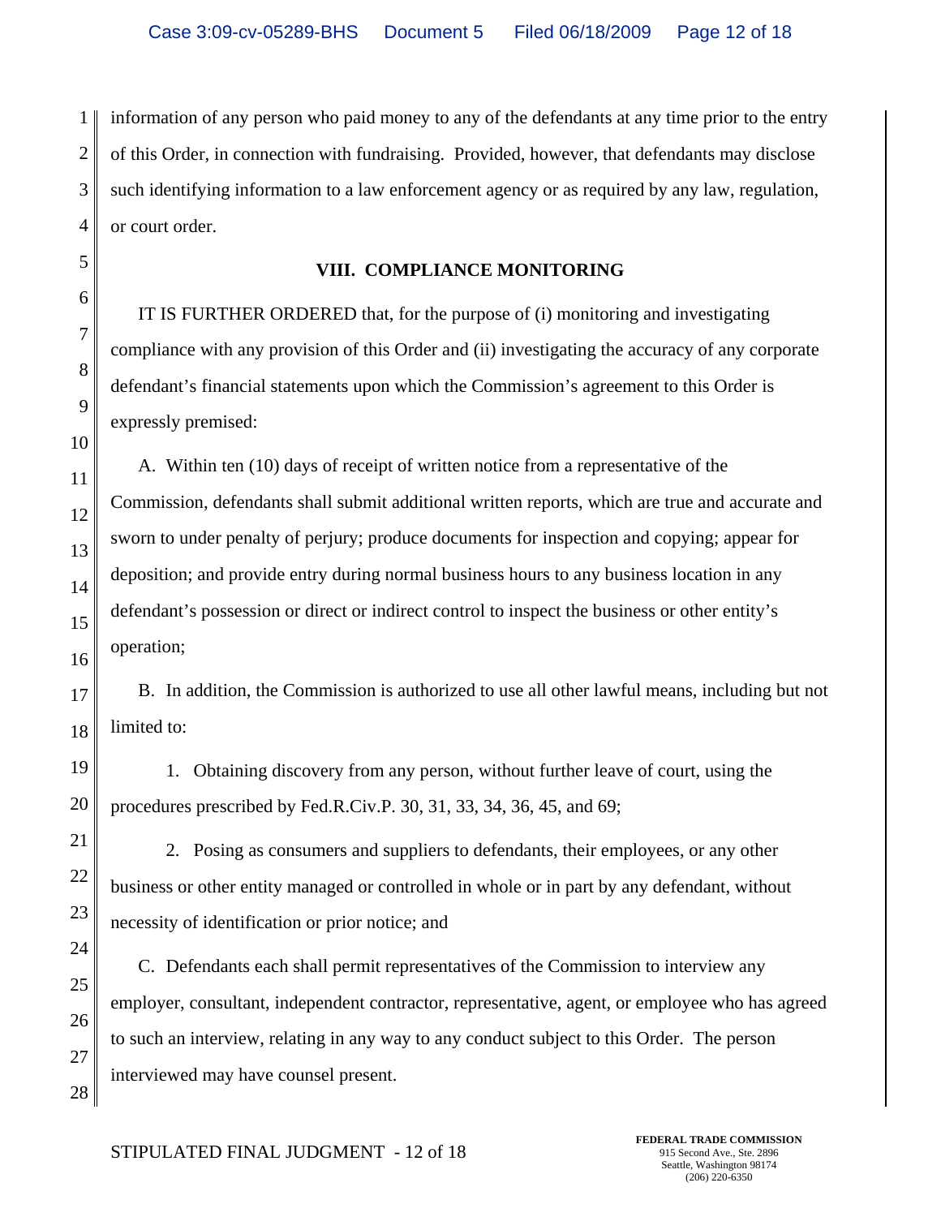information of any person who paid money to any of the defendants at any time prior to the entry of this Order, in connection with fundraising. Provided, however, that defendants may disclose such identifying information to a law enforcement agency or as required by any law, regulation, or court order.

## VIII. COMPLIANCE MONITORING

IT IS FURTHER ORDERED that, for the purpose of (i) monitoring and investigating compliance with any provision of this Order and (ii) investigating the accuracy of any corporate defendant's financial statements upon which the Commission's agreement to this Order is expressly premised:

A. Within ten (10) days of receipt of written notice from a representative of the Commission, defendants shall submit additional written reports, which are true and accurate and sworn to under penalty of perjury; produce documents for inspection and copying; appear for deposition; and provide entry during normal business hours to any business location in any defendant's possession or direct or indirect control to inspect the business or other entity's operation;

B. In addition, the Commission is authorized to use all other lawful means, including but not limited to:

1. Obtaining discovery from any person, without further leave of court, using the procedures prescribed by Fed.R.Civ.P. 30, 31, 33, 34, 36, 45, and 69;

2. Posing as consumers and suppliers to defendants, their employees, or any other business or other entity managed or controlled in whole or in part by any defendant, without necessity of identification or prior notice; and

C. Defendants each shall permit representatives of the Commission to interview any employer, consultant, independent contractor, representative, agent, or employee who has agreed to such an interview, relating in any way to any conduct subject to this Order. The person interviewed may have counsel present.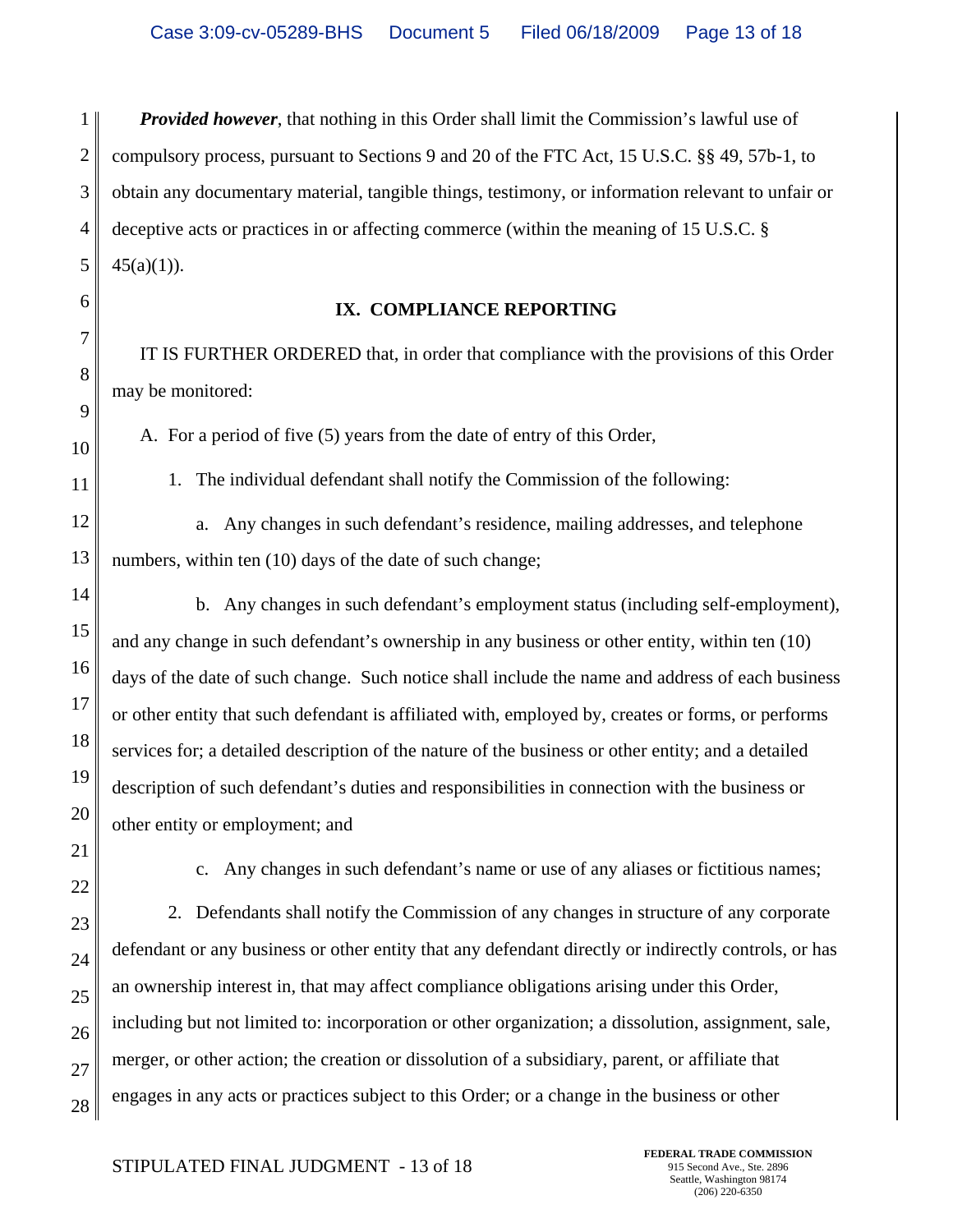***Provided however***, that nothing in this Order shall limit the Commission's lawful use of compulsory process, pursuant to Sections 9 and 20 of the FTC Act, 15 U.S.C. §§ 49, 57b-1, to obtain any documentary material, tangible things, testimony, or information relevant to unfair or deceptive acts or practices in or affecting commerce (within the meaning of 15 U.S.C. § 45(a)(1)).

## IX. COMPLIANCE REPORTING

IT IS FURTHER ORDERED that, in order that compliance with the provisions of this Order may be monitored:

A. For a period of five (5) years from the date of entry of this Order,

1. The individual defendant shall notify the Commission of the following:

   a. Any changes in such defendant's residence, mailing addresses, and telephone numbers, within ten (10) days of the date of such change;

   b. Any changes in such defendant's employment status (including self-employment), and any change in such defendant's ownership in any business or other entity, within ten (10) days of the date of such change. Such notice shall include the name and address of each business or other entity that such defendant is affiliated with, employed by, creates or forms, or performs services for; a detailed description of the nature of the business or other entity; and a detailed description of such defendant's duties and responsibilities in connection with the business or other entity or employment; and

   c. Any changes in such defendant's name or use of any aliases or fictitious names;

2. Defendants shall notify the Commission of any changes in structure of any corporate defendant or any business or other entity that any defendant directly or indirectly controls, or has an ownership interest in, that may affect compliance obligations arising under this Order, including but not limited to: incorporation or other organization; a dissolution, assignment, sale, merger, or other action; the creation or dissolution of a subsidiary, parent, or affiliate that engages in any acts or practices subject to this Order; or a change in the business or other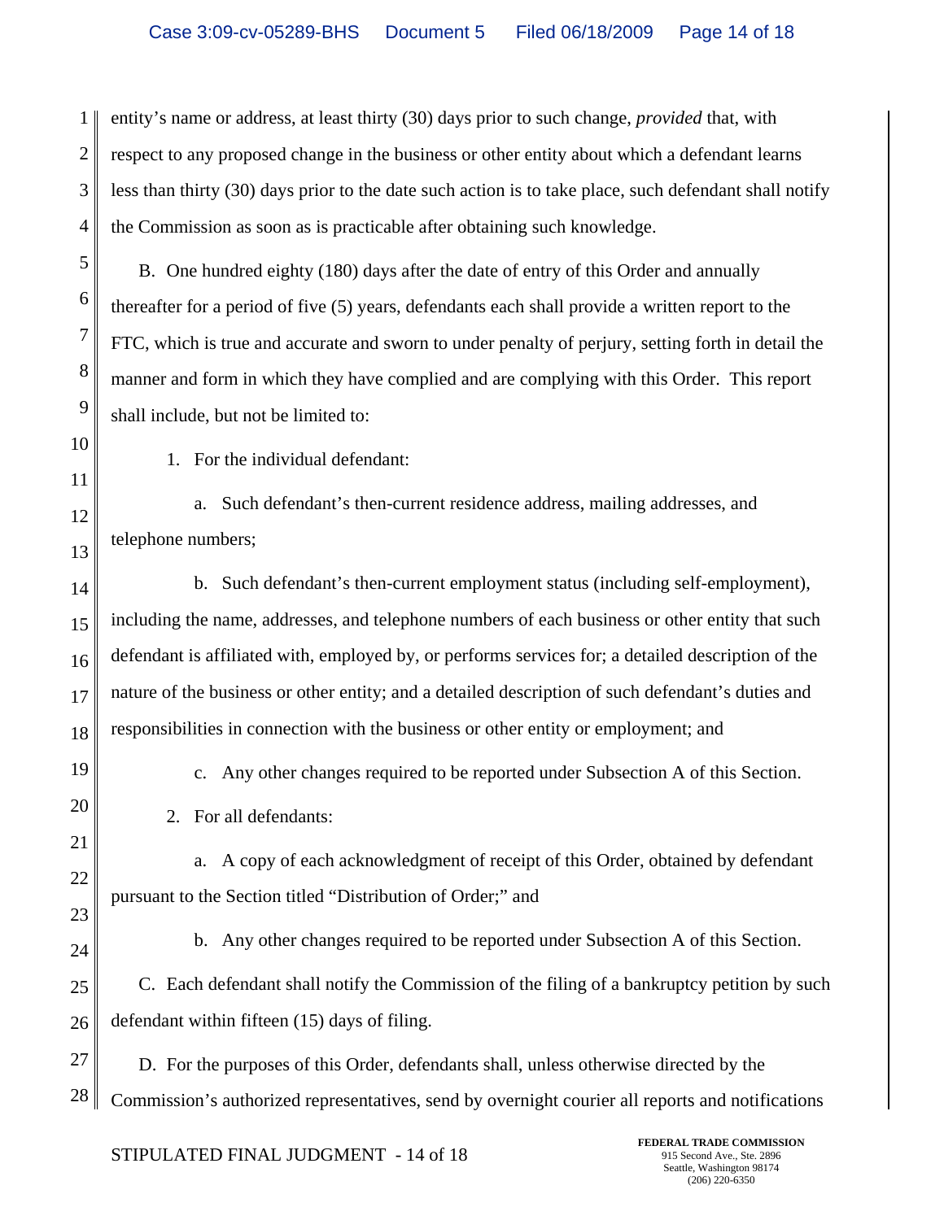entity's name or address, at least thirty (30) days prior to such change, *provided* that, with respect to any proposed change in the business or other entity about which a defendant learns less than thirty (30) days prior to the date such action is to take place, such defendant shall notify the Commission as soon as is practicable after obtaining such knowledge.

B. One hundred eighty (180) days after the date of entry of this Order and annually thereafter for a period of five (5) years, defendants each shall provide a written report to the FTC, which is true and accurate and sworn to under penalty of perjury, setting forth in detail the manner and form in which they have complied and are complying with this Order. This report shall include, but not be limited to:

1. For the individual defendant:

a. Such defendant's then-current residence address, mailing addresses, and telephone numbers;

b. Such defendant's then-current employment status (including self-employment), including the name, addresses, and telephone numbers of each business or other entity that such defendant is affiliated with, employed by, or performs services for; a detailed description of the nature of the business or other entity; and a detailed description of such defendant's duties and responsibilities in connection with the business or other entity or employment; and

c. Any other changes required to be reported under Subsection A of this Section.

2. For all defendants:

a. A copy of each acknowledgment of receipt of this Order, obtained by defendant pursuant to the Section titled "Distribution of Order;" and

b. Any other changes required to be reported under Subsection A of this Section.

C. Each defendant shall notify the Commission of the filing of a bankruptcy petition by such defendant within fifteen (15) days of filing.

D. For the purposes of this Order, defendants shall, unless otherwise directed by the Commission's authorized representatives, send by overnight courier all reports and notifications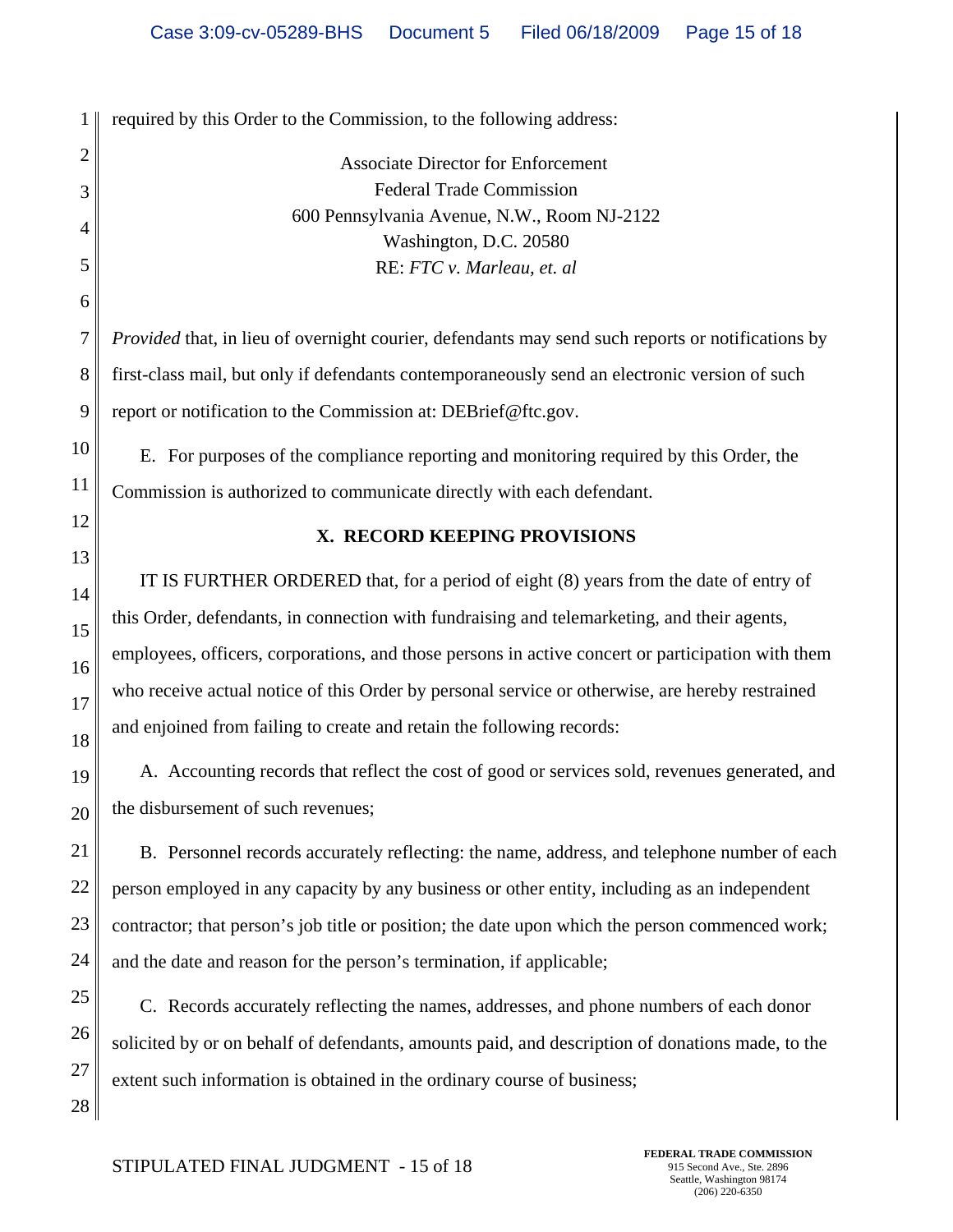required by this Order to the Commission, to the following address:

Associate Director for Enforcement
Federal Trade Commission
600 Pennsylvania Avenue, N.W., Room NJ-2122
Washington, D.C. 20580
RE: *FTC v. Marleau, et. al*

*Provided* that, in lieu of overnight courier, defendants may send such reports or notifications by first-class mail, but only if defendants contemporaneously send an electronic version of such report or notification to the Commission at: DEBrief@ftc.gov.

E. For purposes of the compliance reporting and monitoring required by this Order, the Commission is authorized to communicate directly with each defendant.

## X. RECORD KEEPING PROVISIONS

IT IS FURTHER ORDERED that, for a period of eight (8) years from the date of entry of this Order, defendants, in connection with fundraising and telemarketing, and their agents, employees, officers, corporations, and those persons in active concert or participation with them who receive actual notice of this Order by personal service or otherwise, are hereby restrained and enjoined from failing to create and retain the following records:

A. Accounting records that reflect the cost of good or services sold, revenues generated, and the disbursement of such revenues;

B. Personnel records accurately reflecting: the name, address, and telephone number of each person employed in any capacity by any business or other entity, including as an independent contractor; that person's job title or position; the date upon which the person commenced work; and the date and reason for the person's termination, if applicable;

C. Records accurately reflecting the names, addresses, and phone numbers of each donor solicited by or on behalf of defendants, amounts paid, and description of donations made, to the extent such information is obtained in the ordinary course of business;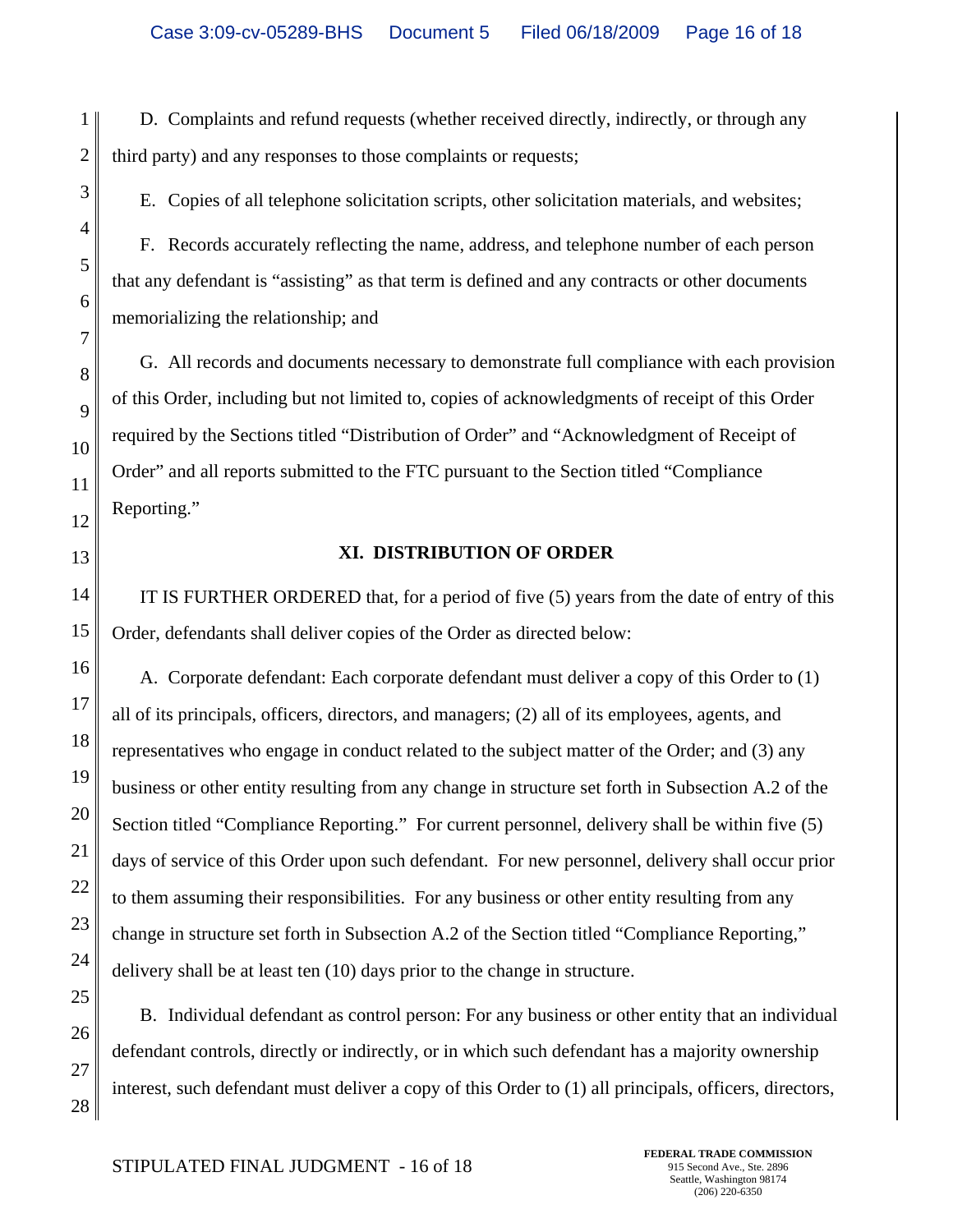D. Complaints and refund requests (whether received directly, indirectly, or through any third party) and any responses to those complaints or requests;

E. Copies of all telephone solicitation scripts, other solicitation materials, and websites;

F. Records accurately reflecting the name, address, and telephone number of each person that any defendant is "assisting" as that term is defined and any contracts or other documents memorializing the relationship; and

G. All records and documents necessary to demonstrate full compliance with each provision of this Order, including but not limited to, copies of acknowledgments of receipt of this Order required by the Sections titled "Distribution of Order" and "Acknowledgment of Receipt of Order" and all reports submitted to the FTC pursuant to the Section titled "Compliance Reporting."

**XI. DISTRIBUTION OF ORDER**

IT IS FURTHER ORDERED that, for a period of five (5) years from the date of entry of this Order, defendants shall deliver copies of the Order as directed below:

A. Corporate defendant: Each corporate defendant must deliver a copy of this Order to (1) all of its principals, officers, directors, and managers; (2) all of its employees, agents, and representatives who engage in conduct related to the subject matter of the Order; and (3) any business or other entity resulting from any change in structure set forth in Subsection A.2 of the Section titled "Compliance Reporting." For current personnel, delivery shall be within five (5) days of service of this Order upon such defendant. For new personnel, delivery shall occur prior to them assuming their responsibilities. For any business or other entity resulting from any change in structure set forth in Subsection A.2 of the Section titled "Compliance Reporting," delivery shall be at least ten (10) days prior to the change in structure.

B. Individual defendant as control person: For any business or other entity that an individual defendant controls, directly or indirectly, or in which such defendant has a majority ownership interest, such defendant must deliver a copy of this Order to (1) all principals, officers, directors,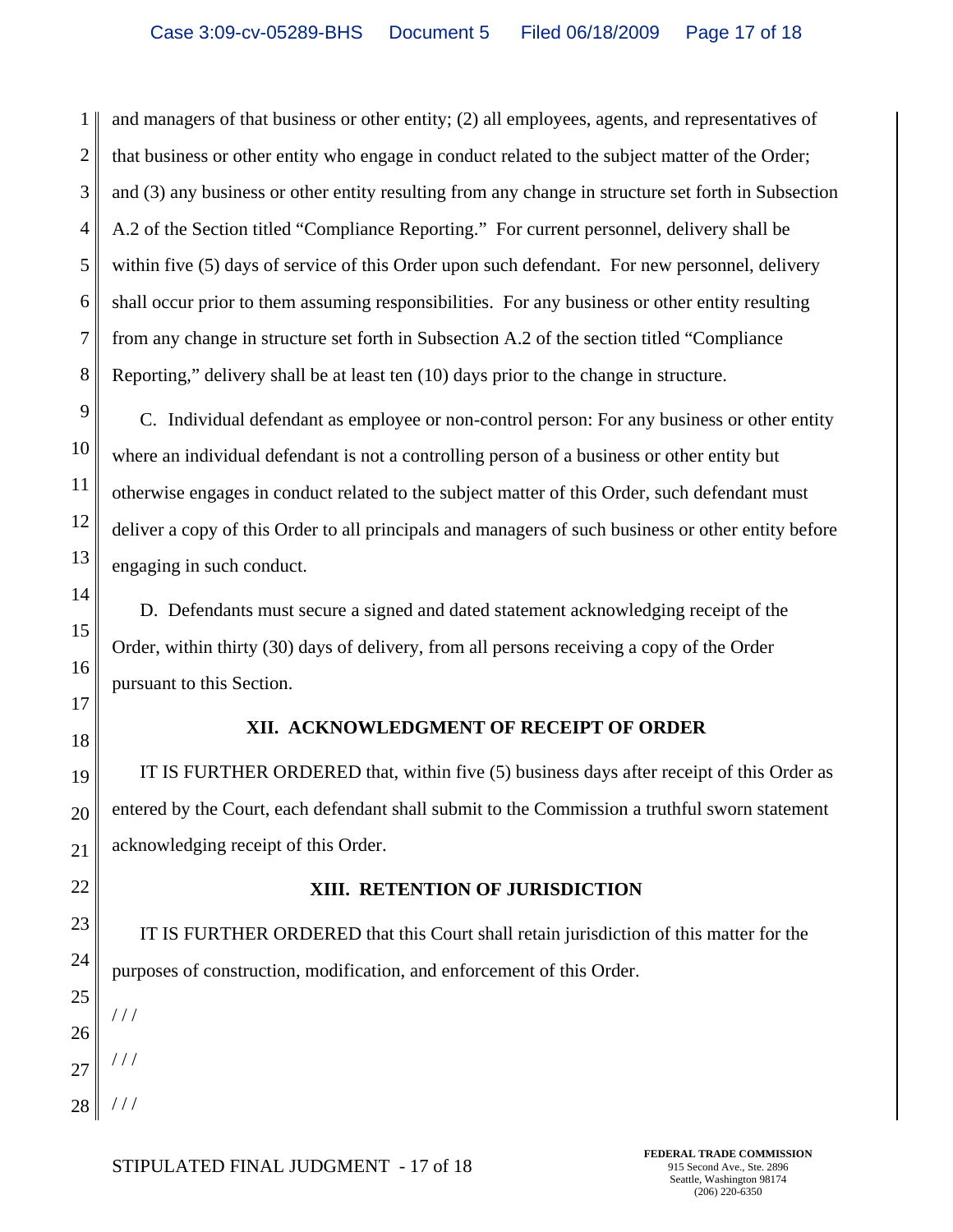and managers of that business or other entity; (2) all employees, agents, and representatives of that business or other entity who engage in conduct related to the subject matter of the Order; and (3) any business or other entity resulting from any change in structure set forth in Subsection A.2 of the Section titled "Compliance Reporting." For current personnel, delivery shall be within five (5) days of service of this Order upon such defendant. For new personnel, delivery shall occur prior to them assuming responsibilities. For any business or other entity resulting from any change in structure set forth in Subsection A.2 of the section titled "Compliance Reporting," delivery shall be at least ten (10) days prior to the change in structure.

C. Individual defendant as employee or non-control person: For any business or other entity where an individual defendant is not a controlling person of a business or other entity but otherwise engages in conduct related to the subject matter of this Order, such defendant must deliver a copy of this Order to all principals and managers of such business or other entity before engaging in such conduct.

D. Defendants must secure a signed and dated statement acknowledging receipt of the Order, within thirty (30) days of delivery, from all persons receiving a copy of the Order pursuant to this Section.

## XII. ACKNOWLEDGMENT OF RECEIPT OF ORDER

IT IS FURTHER ORDERED that, within five (5) business days after receipt of this Order as entered by the Court, each defendant shall submit to the Commission a truthful sworn statement acknowledging receipt of this Order.

## XIII. RETENTION OF JURISDICTION

IT IS FURTHER ORDERED that this Court shall retain jurisdiction of this matter for the purposes of construction, modification, and enforcement of this Order.

/ / /

/ / /

/ / /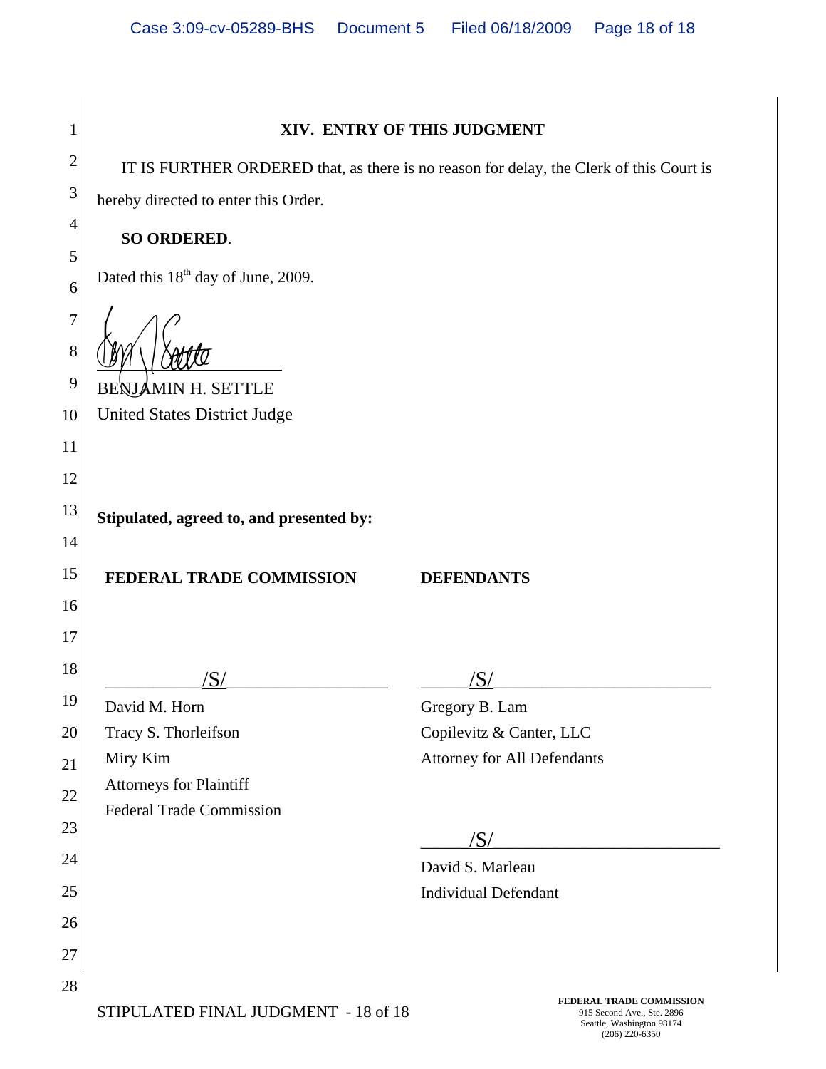## XIV. ENTRY OF THIS JUDGMENT

IT IS FURTHER ORDERED that, as there is no reason for delay, the Clerk of this Court is hereby directed to enter this Order.

**SO ORDERED**.

Dated this 18th day of June, 2009.

BENJAMIN H. SETTLE
United States District Judge

**Stipulated, agreed to, and presented by:**

**FEDERAL TRADE COMMISSION**

/S/
David M. Horn
Tracy S. Thorleifson
Miry Kim
Attorneys for Plaintiff
Federal Trade Commission

**DEFENDANTS**

/S/
Gregory B. Lam
Copilevitz & Canter, LLC
Attorney for All Defendants

/S/
David S. Marleau
Individual Defendant

STIPULATED FINAL JUDGMENT - 18 of 18

**FEDERAL TRADE COMMISSION**
915 Second Ave., Ste. 2896
Seattle, Washington 98174
(206) 220-6350